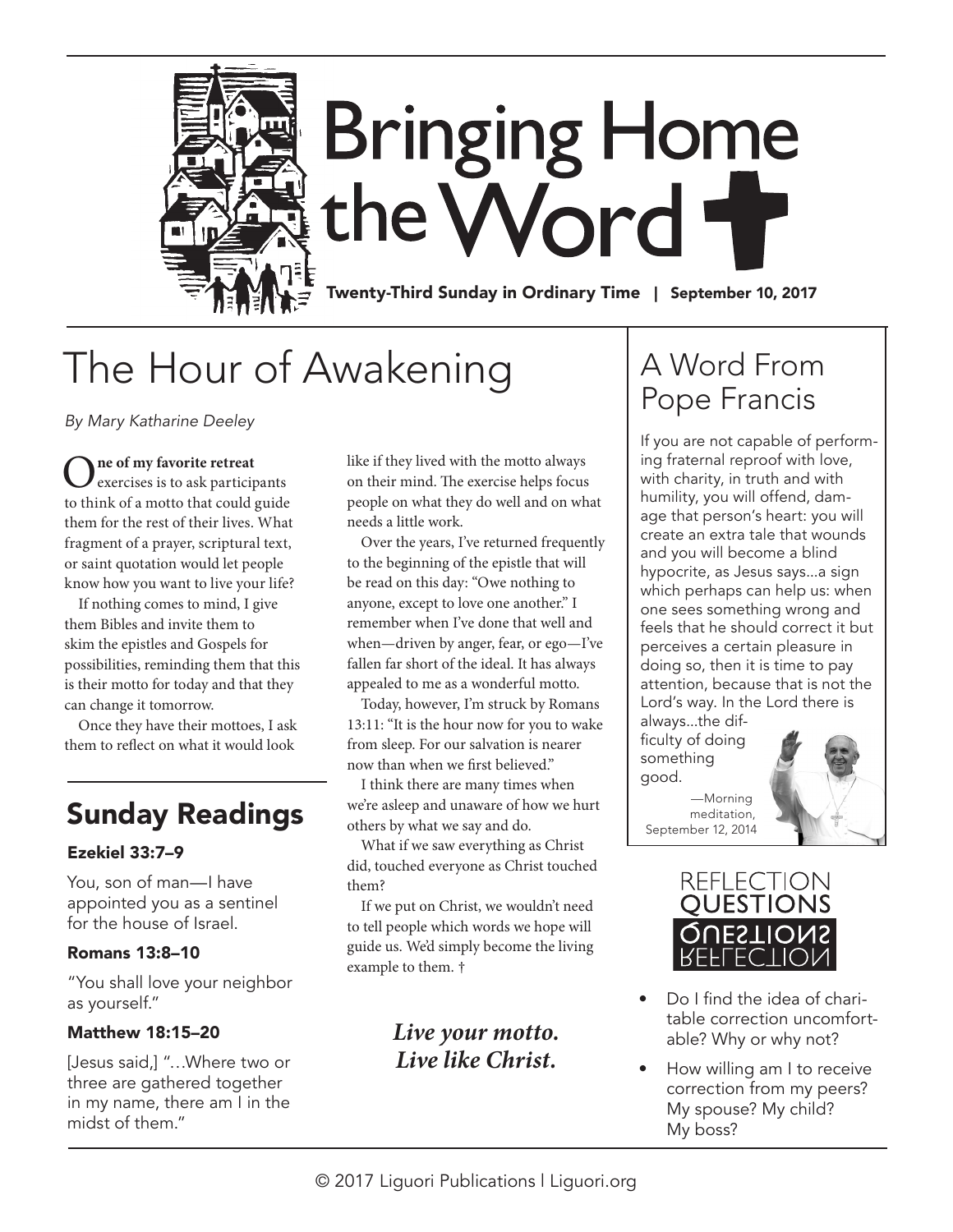# Bringing Home the Word

**Twenty-Third Sunday in Ordinary Time | September 10, 2017**

## The Hour of Awakening

*By Mary Katharine Deeley*

**One of my favorite retreat** exercises is to ask participants to think of a motto that could guide them for the rest of their lives. What fragment of a prayer, scriptural text, or saint quotation would let people know how you want to live your life?

If nothing comes to mind, I give them Bibles and invite them to skim the epistles and Gospels for possibilities, reminding them that this is their motto for today and that they can change it tomorrow.

Once they have their mottoes, I ask them to reflect on what it would look like if they lived with the motto always on their mind. The exercise helps focus people on what they do well and on what needs a little work.

Over the years, I've returned frequently to the beginning of the epistle that will be read on this day: "Owe nothing to anyone, except to love one another." I remember when I've done that well and when—driven by anger, fear, or ego—I've fallen far short of the ideal. It has always appealed to me as a wonderful motto.

Today, however, I'm struck by Romans 13:11: "It is the hour now for you to wake from sleep. For our salvation is nearer now than when we first believed."

I think there are many times when we're asleep and unaware of how we hurt others by what we say and do.

What if we saw everything as Christ did, touched everyone as Christ touched them?

If we put on Christ, we wouldn't need to tell people which words we hope will guide us. We'd simply become the living example to them. †

***Live your motto. Live like Christ.***

## Sunday Readings

### Ezekiel 33:7–9

You, son of man—I have appointed you as a sentinel for the house of Israel.

### Romans 13:8–10

"You shall love your neighbor as yourself."

### Matthew 18:15–20

[Jesus said,] "…Where two or three are gathered together in my name, there am I in the midst of them."

## A Word From Pope Francis

If you are not capable of performing fraternal reproof with love, with charity, in truth and with humility, you will offend, damage that person's heart: you will create an extra tale that wounds and you will become a blind hypocrite, as Jesus says...a sign which perhaps can help us: when one sees something wrong and feels that he should correct it but perceives a certain pleasure in doing so, then it is time to pay attention, because that is not the Lord's way. In the Lord there is always...the difficulty of doing something good.

—Morning meditation, September 12, 2014

## Reflection Questions

- Do I find the idea of charitable correction uncomfortable? Why or why not?
- How willing am I to receive correction from my peers? My spouse? My child? My boss?

© 2017 Liguori Publications | Liguori.org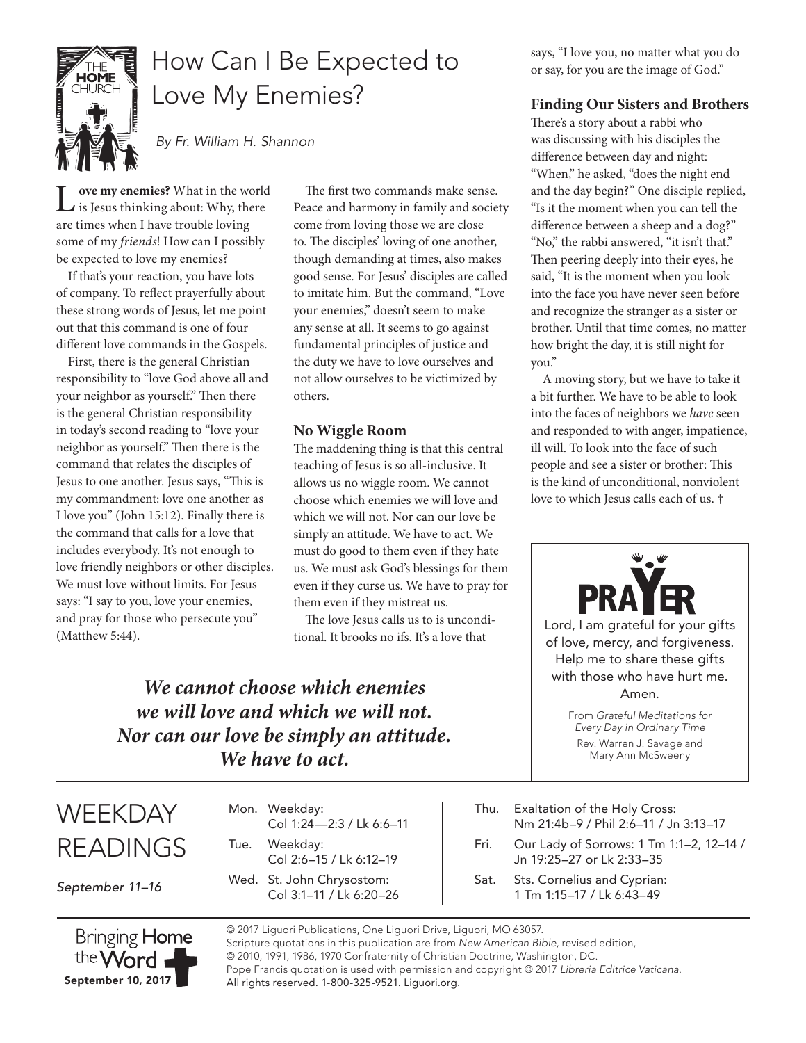# How Can I Be Expected to Love My Enemies?

*By Fr. William H. Shannon*

**Love my enemies?** What in the world is Jesus thinking about: Why, there are times when I have trouble loving some of my *friends*! How can I possibly be expected to love my enemies?

If that's your reaction, you have lots of company. To reflect prayerfully about these strong words of Jesus, let me point out that this command is one of four different love commands in the Gospels.

First, there is the general Christian responsibility to "love God above all and your neighbor as yourself." Then there is the general Christian responsibility in today's second reading to "love your neighbor as yourself." Then there is the command that relates the disciples of Jesus to one another. Jesus says, "This is my commandment: love one another as I love you" (John 15:12). Finally there is the command that calls for a love that includes everybody. It's not enough to love friendly neighbors or other disciples. We must love without limits. For Jesus says: "I say to you, love your enemies, and pray for those who persecute you" (Matthew 5:44).

The first two commands make sense. Peace and harmony in family and society come from loving those we are close to. The disciples' loving of one another, though demanding at times, also makes good sense. For Jesus' disciples are called to imitate him. But the command, "Love your enemies," doesn't seem to make any sense at all. It seems to go against fundamental principles of justice and the duty we have to love ourselves and not allow ourselves to be victimized by others.

### No Wiggle Room

The maddening thing is that this central teaching of Jesus is so all-inclusive. It allows us no wiggle room. We cannot choose which enemies we will love and which we will not. Nor can our love be simply an attitude. We have to act. We must do good to them even if they hate us. We must ask God's blessings for them even if they curse us. We have to pray for them even if they mistreat us.

The love Jesus calls us to is unconditional. It brooks no ifs. It's a love that says, "I love you, no matter what you do or say, for you are the image of God."

### Finding Our Sisters and Brothers

There's a story about a rabbi who was discussing with his disciples the difference between day and night: "When," he asked, "does the night end and the day begin?" One disciple replied, "Is it the moment when you can tell the difference between a sheep and a dog?" "No," the rabbi answered, "it isn't that." Then peering deeply into their eyes, he said, "It is the moment when you look into the face you have never seen before and recognize the stranger as a sister or brother. Until that time comes, no matter how bright the day, it is still night for you."

A moving story, but we have to take it a bit further. We have to be able to look into the faces of neighbors we *have* seen and responded to with anger, impatience, ill will. To look into the face of such people and see a sister or brother: This is the kind of unconditional, nonviolent love to which Jesus calls each of us. †

***We cannot choose which enemies we will love and which we will not. Nor can our love be simply an attitude. We have to act.***

## PRAYER

Lord, I am grateful for your gifts of love, mercy, and forgiveness. Help me to share these gifts with those who have hurt me. Amen.

From *Grateful Meditations for Every Day in Ordinary Time*
Rev. Warren J. Savage and Mary Ann McSweeny

## WEEKDAY READINGS

*September 11–16*

- Mon. Weekday: Col 1:24—2:3 / Lk 6:6–11
- Tue. Weekday: Col 2:6–15 / Lk 6:12–19
- Wed. St. John Chrysostom: Col 3:1–11 / Lk 6:20–26
- Thu. Exaltation of the Holy Cross: Nm 21:4b–9 / Phil 2:6–11 / Jn 3:13–17
- Fri. Our Lady of Sorrows: 1 Tm 1:1–2, 12–14 / Jn 19:25–27 or Lk 2:33–35
- Sat. Sts. Cornelius and Cyprian: 1 Tm 1:15–17 / Lk 6:43–49

Bringing Home the Word
September 10, 2017

© 2017 Liguori Publications, One Liguori Drive, Liguori, MO 63057.
Scripture quotations in this publication are from *New American Bible*, revised edition, © 2010, 1991, 1986, 1970 Confraternity of Christian Doctrine, Washington, DC.
Pope Francis quotation is used with permission and copyright © 2017 *Libreria Editrice Vaticana.*
All rights reserved. 1-800-325-9521. Liguori.org.